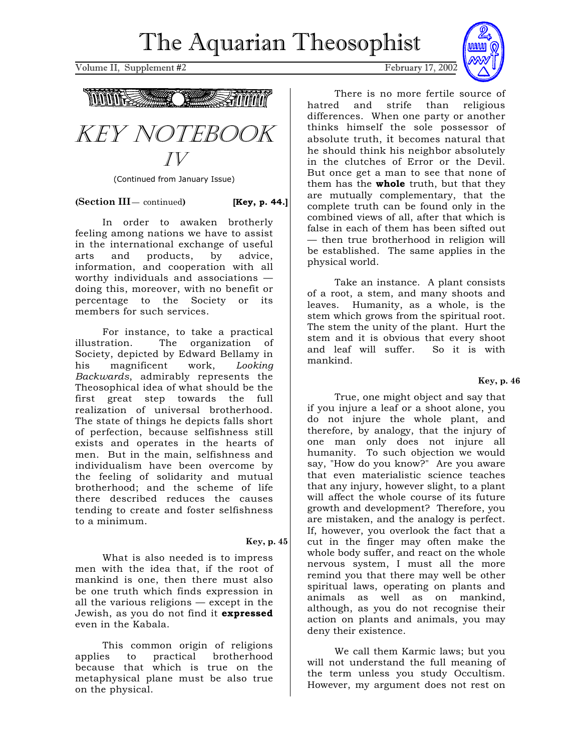# The Aquarian Theosophist

Volume II, Supplement #2 February 17, 2002

## KEY NOTEBOOK IV

(Continued from January Issue)

**(Section III** — continued**)** **[Key, p. 44.]**

In order to awaken brotherly feeling among nations we have to assist in the international exchange of useful arts and products, by advice, information, and cooperation with all worthy individuals and associations — doing this, moreover, with no benefit or percentage to the Society or its members for such services.

For instance, to take a practical illustration. The organization of Society, depicted by Edward Bellamy in his magnificent work, *Looking Backwards*, admirably represents the Theosophical idea of what should be the first great step towards the full realization of universal brotherhood. The state of things he depicts falls short of perfection, because selfishness still exists and operates in the hearts of men. But in the main, selfishness and individualism have been overcome by the feeling of solidarity and mutual brotherhood; and the scheme of life there described reduces the causes tending to create and foster selfishness to a minimum.

**Key, p. 45**

What is also needed is to impress men with the idea that, if the root of mankind is one, then there must also be one truth which finds expression in all the various religions — except in the Jewish, as you do not find it **expressed** even in the Kabala.

This common origin of religions applies to practical brotherhood because that which is true on the metaphysical plane must be also true on the physical.

There is no more fertile source of hatred and strife than religious differences. When one party or another thinks himself the sole possessor of absolute truth, it becomes natural that he should think his neighbor absolutely in the clutches of Error or the Devil. But once get a man to see that none of them has the **whole** truth, but that they are mutually complementary, that the complete truth can be found only in the combined views of all, after that which is false in each of them has been sifted out — then true brotherhood in religion will be established. The same applies in the physical world.

Take an instance. A plant consists of a root, a stem, and many shoots and leaves. Humanity, as a whole, is the stem which grows from the spiritual root. The stem the unity of the plant. Hurt the stem and it is obvious that every shoot and leaf will suffer. So it is with mankind.

**Key, p. 46**

True, one might object and say that if you injure a leaf or a shoot alone, you do not injure the whole plant, and therefore, by analogy, that the injury of one man only does not injure all humanity. To such objection we would say, "How do you know?" Are you aware that even materialistic science teaches that any injury, however slight, to a plant will affect the whole course of its future growth and development? Therefore, you are mistaken, and the analogy is perfect. If, however, you overlook the fact that a cut in the finger may often make the whole body suffer, and react on the whole nervous system, I must all the more remind you that there may well be other spiritual laws, operating on plants and animals as well as on mankind, although, as you do not recognise their action on plants and animals, you may deny their existence.

We call them Karmic laws; but you will not understand the full meaning of the term unless you study Occultism. However, my argument does not rest on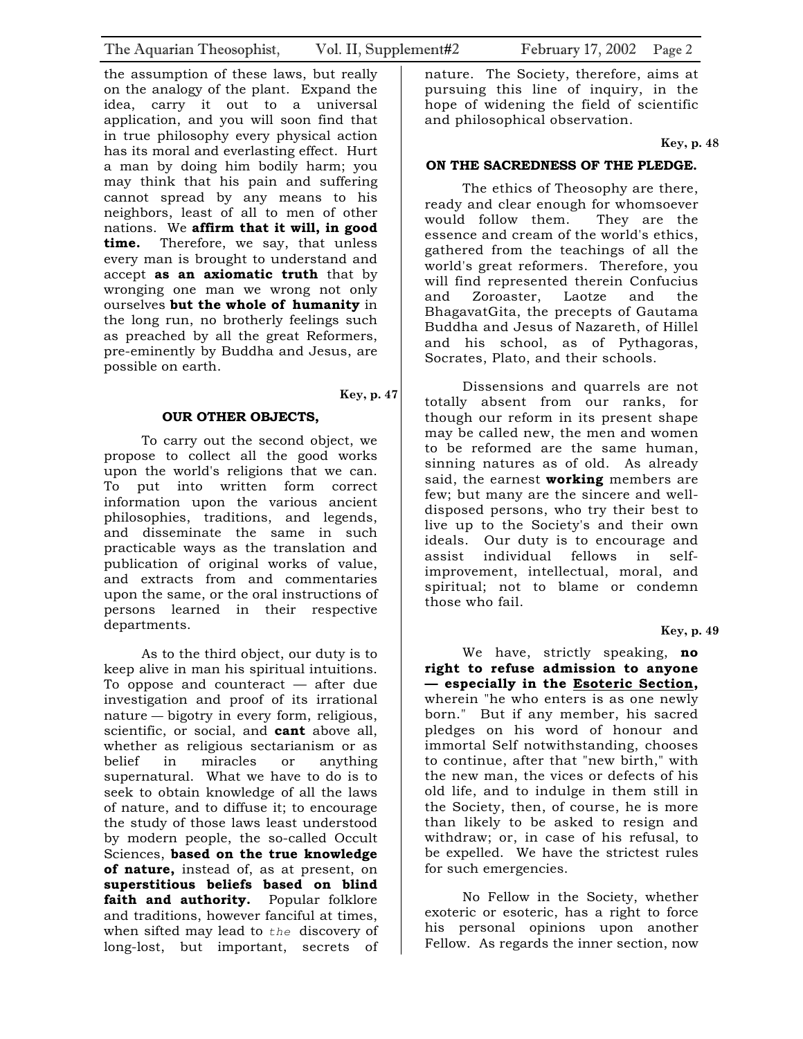the assumption of these laws, but really on the analogy of the plant. Expand the idea, carry it out to a universal application, and you will soon find that in true philosophy every physical action has its moral and everlasting effect. Hurt a man by doing him bodily harm; you may think that his pain and suffering cannot spread by any means to his neighbors, least of all to men of other nations. We **affirm that it will, in good time.** Therefore, we say, that unless every man is brought to understand and accept **as an axiomatic truth** that by wronging one man we wrong not only ourselves **but the whole of humanity** in the long run, no brotherly feelings such as preached by all the great Reformers, pre-eminently by Buddha and Jesus, are possible on earth.

**Key, p. 47**

### OUR OTHER OBJECTS,

To carry out the second object, we propose to collect all the good works upon the world's religions that we can. To put into written form correct information upon the various ancient philosophies, traditions, and legends, and disseminate the same in such practicable ways as the translation and publication of original works of value, and extracts from and commentaries upon the same, or the oral instructions of persons learned in their respective departments.

As to the third object, our duty is to keep alive in man his spiritual intuitions. To oppose and counteract — after due investigation and proof of its irrational nature — bigotry in every form, religious, scientific, or social, and **cant** above all, whether as religious sectarianism or as belief in miracles or anything supernatural. What we have to do is to seek to obtain knowledge of all the laws of nature, and to diffuse it; to encourage the study of those laws least understood by modern people, the so-called Occult Sciences, **based on the true knowledge of nature,** instead of, as at present, on **superstitious beliefs based on blind faith and authority.** Popular folklore and traditions, however fanciful at times, when sifted may lead to *the* discovery of long-lost, but important, secrets of nature. The Society, therefore, aims at pursuing this line of inquiry, in the hope of widening the field of scientific and philosophical observation.

**Key, p. 48**

### ON THE SACREDNESS OF THE PLEDGE.

The ethics of Theosophy are there, ready and clear enough for whomsoever would follow them. They are the essence and cream of the world's ethics, gathered from the teachings of all the world's great reformers. Therefore, you will find represented therein Confucius and Zoroaster, Laotze and the BhagavatGita, the precepts of Gautama Buddha and Jesus of Nazareth, of Hillel and his school, as of Pythagoras, Socrates, Plato, and their schools.

Dissensions and quarrels are not totally absent from our ranks, for though our reform in its present shape may be called new, the men and women to be reformed are the same human, sinning natures as of old. As already said, the earnest **working** members are few; but many are the sincere and well-disposed persons, who try their best to live up to the Society's and their own ideals. Our duty is to encourage and assist individual fellows in self-improvement, intellectual, moral, and spiritual; not to blame or condemn those who fail.

**Key, p. 49**

We have, strictly speaking, **no right to refuse admission to anyone — especially in the <u>Esoteric Section</u>,** wherein "he who enters is as one newly born." But if any member, his sacred pledges on his word of honour and immortal Self notwithstanding, chooses to continue, after that "new birth," with the new man, the vices or defects of his old life, and to indulge in them still in the Society, then, of course, he is more than likely to be asked to resign and withdraw; or, in case of his refusal, to be expelled. We have the strictest rules for such emergencies.

No Fellow in the Society, whether exoteric or esoteric, has a right to force his personal opinions upon another Fellow. As regards the inner section, now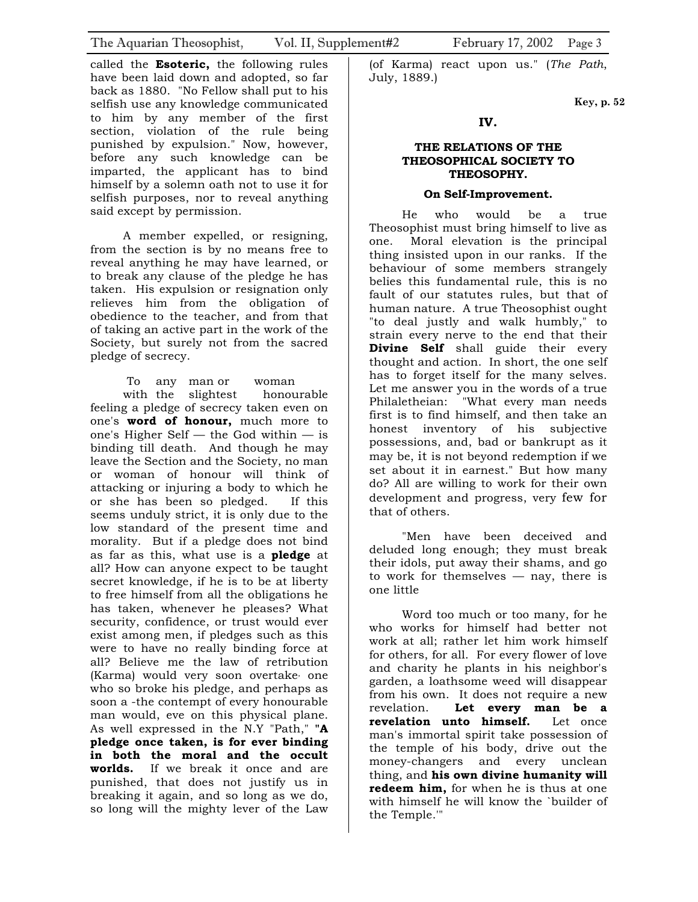called the **Esoteric,** the following rules have been laid down and adopted, so far back as 1880. "No Fellow shall put to his selfish use any knowledge communicated to him by any member of the first section, violation of the rule being punished by expulsion." Now, however, before any such knowledge can be imparted, the applicant has to bind himself by a solemn oath not to use it for selfish purposes, nor to reveal anything said except by permission.

A member expelled, or resigning, from the section is by no means free to reveal anything he may have learned, or to break any clause of the pledge he has taken. His expulsion or resignation only relieves him from the obligation of obedience to the teacher, and from that of taking an active part in the work of the Society, but surely not from the sacred pledge of secrecy.

To any man or woman with the slightest honourable feeling a pledge of secrecy taken even on one's **word of honour,** much more to one's Higher Self — the God within — is binding till death. And though he may leave the Section and the Society, no man or woman of honour will think of attacking or injuring a body to which he or she has been so pledged. If this seems unduly strict, it is only due to the low standard of the present time and morality. But if a pledge does not bind as far as this, what use is a **pledge** at all? How can anyone expect to be taught secret knowledge, if he is to be at liberty to free himself from all the obligations he has taken, whenever he pleases? What security, confidence, or trust would ever exist among men, if pledges such as this were to have no really binding force at all? Believe me the law of retribution (Karma) would very soon overtake one who so broke his pledge, and perhaps as soon a -the contempt of every honourable man would, eve on this physical plane. As well expressed in the N.Y "Path," **"A pledge once taken, is for ever binding in both the moral and the occult worlds.** If we break it once and are punished, that does not justify us in breaking it again, and so long as we do, so long will the mighty lever of the Law (of Karma) react upon us." (*The Path*, July, 1889.)

**Key, p. 52**

## IV.

### THE RELATIONS OF THE THEOSOPHICAL SOCIETY TO THEOSOPHY.

#### On Self-Improvement.

He who would be a true Theosophist must bring himself to live as one. Moral elevation is the principal thing insisted upon in our ranks. If the behaviour of some members strangely belies this fundamental rule, this is no fault of our statutes rules, but that of human nature. A true Theosophist ought "to deal justly and walk humbly," to strain every nerve to the end that their **Divine Self** shall guide their every thought and action. In short, the one self has to forget itself for the many selves. Let me answer you in the words of a true Philaletheian: "What every man needs first is to find himself, and then take an honest inventory of his subjective possessions, and, bad or bankrupt as it may be, it is not beyond redemption if we set about it in earnest." But how many do? All are willing to work for their own development and progress, very few for that of others.

"Men have been deceived and deluded long enough; they must break their idols, put away their shams, and go to work for themselves — nay, there is one little

Word too much or too many, for he who works for himself had better not work at all; rather let him work himself for others, for all. For every flower of love and charity he plants in his neighbor's garden, a loathsome weed will disappear from his own. It does not require a new revelation. **Let every man be a revelation unto himself.** Let once man's immortal spirit take possession of the temple of his body, drive out the money-changers and every unclean thing, and **his own divine humanity will redeem him,** for when he is thus at one with himself he will know the `builder of the Temple.'"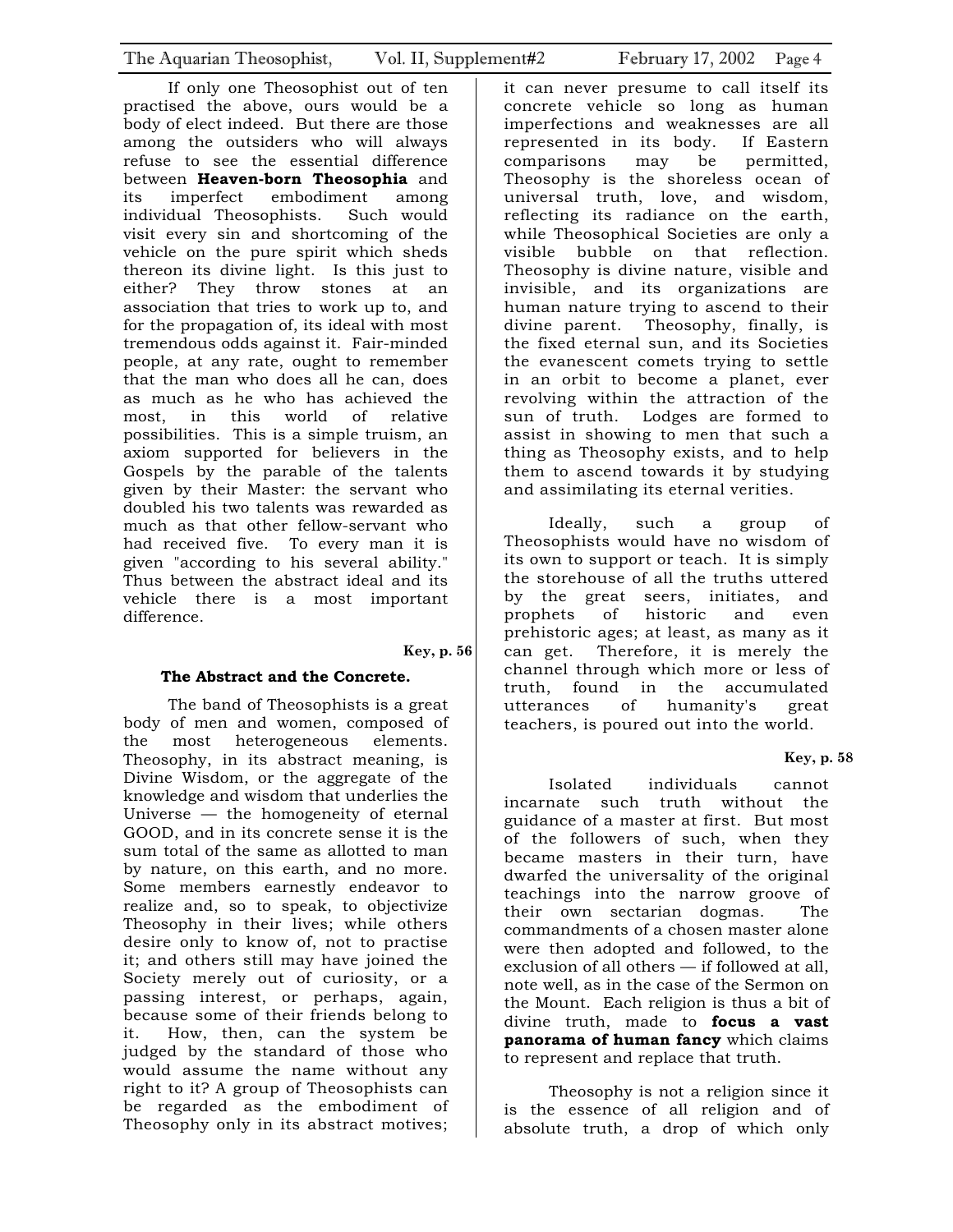If only one Theosophist out of ten practised the above, ours would be a body of elect indeed. But there are those among the outsiders who will always refuse to see the essential difference between **Heaven-born Theosophia** and its imperfect embodiment among individual Theosophists. Such would visit every sin and shortcoming of the vehicle on the pure spirit which sheds thereon its divine light. Is this just to either? They throw stones at an association that tries to work up to, and for the propagation of, its ideal with most tremendous odds against it. Fair-minded people, at any rate, ought to remember that the man who does all he can, does as much as he who has achieved the most, in this world of relative possibilities. This is a simple truism, an axiom supported for believers in the Gospels by the parable of the talents given by their Master: the servant who doubled his two talents was rewarded as much as that other fellow-servant who had received five. To every man it is given "according to his several ability." Thus between the abstract ideal and its vehicle there is a most important difference.

**Key, p. 56**

### The Abstract and the Concrete.

The band of Theosophists is a great body of men and women, composed of the most heterogeneous elements. Theosophy, in its abstract meaning, is Divine Wisdom, or the aggregate of the knowledge and wisdom that underlies the Universe — the homogeneity of eternal GOOD, and in its concrete sense it is the sum total of the same as allotted to man by nature, on this earth, and no more. Some members earnestly endeavor to realize and, so to speak, to objectivize Theosophy in their lives; while others desire only to know of, not to practise it; and others still may have joined the Society merely out of curiosity, or a passing interest, or perhaps, again, because some of their friends belong to it. How, then, can the system be judged by the standard of those who would assume the name without any right to it? A group of Theosophists can be regarded as the embodiment of Theosophy only in its abstract motives; it can never presume to call itself its concrete vehicle so long as human imperfections and weaknesses are all represented in its body. If Eastern comparisons may be permitted, Theosophy is the shoreless ocean of universal truth, love, and wisdom, reflecting its radiance on the earth, while Theosophical Societies are only a visible bubble on that reflection. Theosophy is divine nature, visible and invisible, and its organizations are human nature trying to ascend to their divine parent. Theosophy, finally, is the fixed eternal sun, and its Societies the evanescent comets trying to settle in an orbit to become a planet, ever revolving within the attraction of the sun of truth. Lodges are formed to assist in showing to men that such a thing as Theosophy exists, and to help them to ascend towards it by studying and assimilating its eternal verities.

Ideally, such a group of Theosophists would have no wisdom of its own to support or teach. It is simply the storehouse of all the truths uttered by the great seers, initiates, and prophets of historic and even prehistoric ages; at least, as many as it can get. Therefore, it is merely the channel through which more or less of truth, found in the accumulated utterances of humanity's great teachers, is poured out into the world.

**Key, p. 58**

Isolated individuals cannot incarnate such truth without the guidance of a master at first. But most of the followers of such, when they became masters in their turn, have dwarfed the universality of the original teachings into the narrow groove of their own sectarian dogmas. The commandments of a chosen master alone were then adopted and followed, to the exclusion of all others — if followed at all, note well, as in the case of the Sermon on the Mount. Each religion is thus a bit of divine truth, made to **focus a vast panorama of human fancy** which claims to represent and replace that truth.

Theosophy is not a religion since it is the essence of all religion and of absolute truth, a drop of which only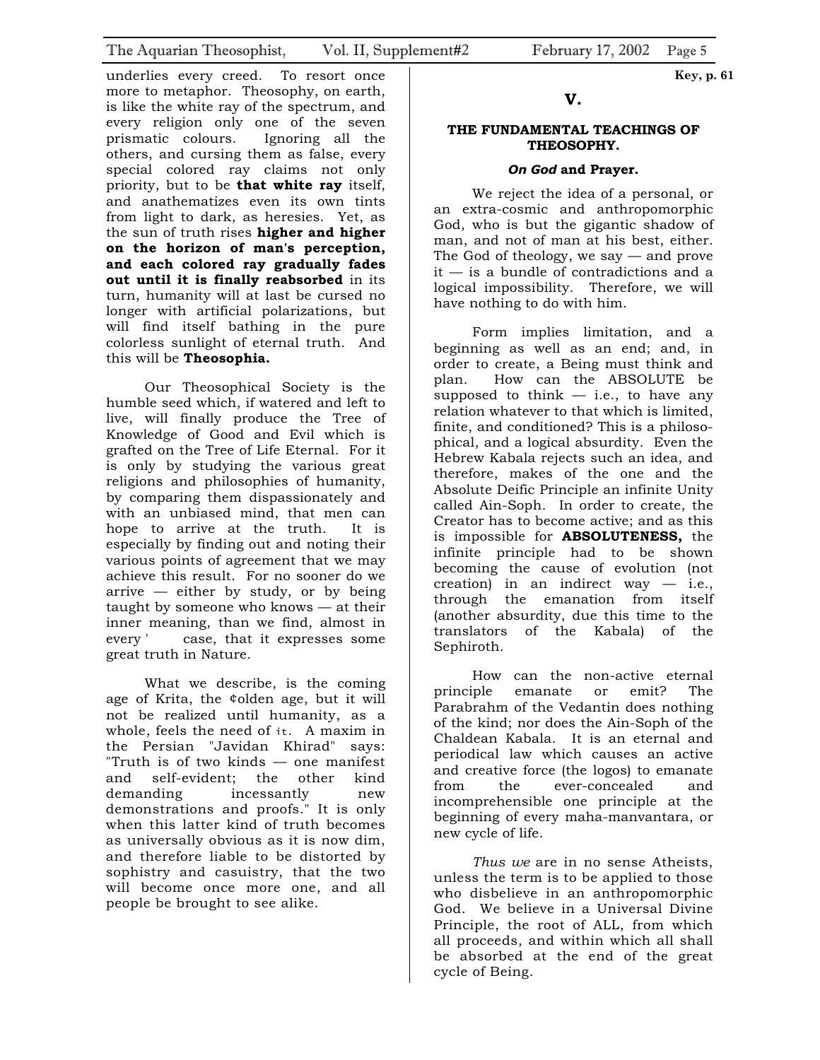underlies every creed. To resort once more to metaphor. Theosophy, on earth, is like the white ray of the spectrum, and every religion only one of the seven prismatic colours. Ignoring all the others, and cursing them as false, every special colored ray claims not only priority, but to be **that white ray** itself, and anathematizes even its own tints from light to dark, as heresies. Yet, as the sun of truth rises **higher and higher on the horizon of man's perception, and each colored ray gradually fades out until it is finally reabsorbed** in its turn, humanity will at last be cursed no longer with artificial polarizations, but will find itself bathing in the pure colorless sunlight of eternal truth. And this will be **Theosophia.**

Our Theosophical Society is the humble seed which, if watered and left to live, will finally produce the Tree of Knowledge of Good and Evil which is grafted on the Tree of Life Eternal. For it is only by studying the various great religions and philosophies of humanity, by comparing them dispassionately and with an unbiased mind, that men can hope to arrive at the truth. It is especially by finding out and noting their various points of agreement that we may achieve this result. For no sooner do we arrive — either by study, or by being taught by someone who knows — at their inner meaning, than we find, almost in every ' case, that it expresses some great truth in Nature.

What we describe, is the coming age of Krita, the ¢olden age, but it will not be realized until humanity, as a whole, feels the need of it. A maxim in the Persian "Javidan Khirad" says: "Truth is of two kinds — one manifest and self-evident; the other kind demanding incessantly new demonstrations and proofs." It is only when this latter kind of truth becomes as universally obvious as it is now dim, and therefore liable to be distorted by sophistry and casuistry, that the two will become once more one, and all people be brought to see alike.

**Key, p. 61**

## V.

### THE FUNDAMENTAL TEACHINGS OF THEOSOPHY.

#### ***On God*** and Prayer.

We reject the idea of a personal, or an extra-cosmic and anthropomorphic God, who is but the gigantic shadow of man, and not of man at his best, either. The God of theology, we say — and prove it — is a bundle of contradictions and a logical impossibility. Therefore, we will have nothing to do with him.

Form implies limitation, and a beginning as well as an end; and, in order to create, a Being must think and plan. How can the ABSOLUTE be supposed to think — i.e., to have any relation whatever to that which is limited, finite, and conditioned? This is a philosophical, and a logical absurdity. Even the Hebrew Kabala rejects such an idea, and therefore, makes of the one and the Absolute Deific Principle an infinite Unity called Ain-Soph. In order to create, the Creator has to become active; and as this is impossible for **ABSOLUTENESS,** the infinite principle had to be shown becoming the cause of evolution (not creation) in an indirect way — i.e., through the emanation from itself (another absurdity, due this time to the translators of the Kabala) of the Sephiroth.

How can the non-active eternal principle emanate or emit? The Parabrahm of the Vedantin does nothing of the kind; nor does the Ain-Soph of the Chaldean Kabala. It is an eternal and periodical law which causes an active and creative force (the logos) to emanate from the ever-concealed and incomprehensible one principle at the beginning of every maha-manvantara, or new cycle of life.

*Thus we* are in no sense Atheists, unless the term is to be applied to those who disbelieve in an anthropomorphic God. We believe in a Universal Divine Principle, the root of ALL, from which all proceeds, and within which all shall be absorbed at the end of the great cycle of Being.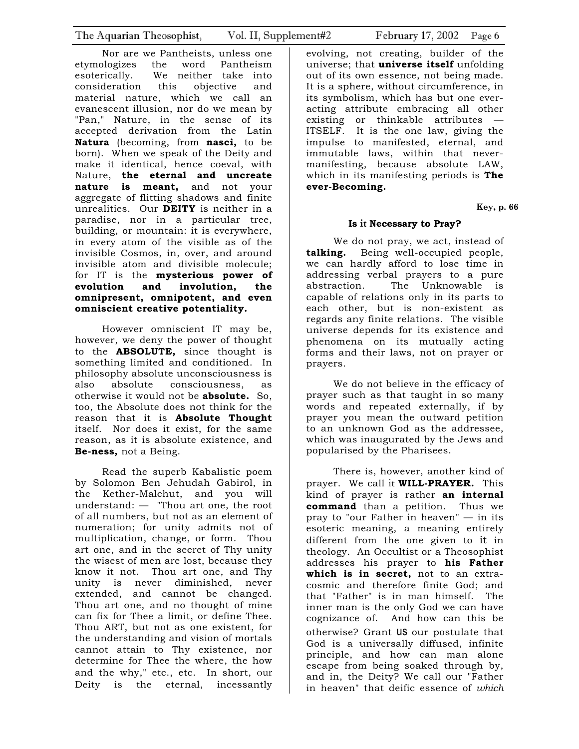Nor are we Pantheists, unless one etymologizes the word Pantheism esoterically. We neither take into consideration this objective and material nature, which we call an evanescent illusion, nor do we mean by "Pan," Nature, in the sense of its accepted derivation from the Latin **Natura** (becoming, from **nasci,** to be born). When we speak of the Deity and make it identical, hence coeval, with Nature, **the eternal and uncreate nature is meant,** and not your aggregate of flitting shadows and finite unrealities. Our **DEITY** is neither in a paradise, nor in a particular tree, building, or mountain: it is everywhere, in every atom of the visible as of the invisible Cosmos, in, over, and around invisible atom and divisible molecule; for IT is the **mysterious power of evolution and involution, the omnipresent, omnipotent, and even omniscient creative potentiality.**

However omniscient IT may be, however, we deny the power of thought to the **ABSOLUTE,** since thought is something limited and conditioned. In philosophy absolute unconsciousness is also absolute consciousness, as otherwise it would not be **absolute.** So, too, the Absolute does not think for the reason that it is **Absolute Thought** itself. Nor does it exist, for the same reason, as it is absolute existence, and **Be-ness,** not a Being.

Read the superb Kabalistic poem by Solomon Ben Jehudah Gabirol, in the Kether-Malchut, and you will understand: — "Thou art one, the root of all numbers, but not as an element of numeration; for unity admits not of multiplication, change, or form. Thou art one, and in the secret of Thy unity the wisest of men are lost, because they know it not. Thou art one, and Thy unity is never diminished, never extended, and cannot be changed. Thou art one, and no thought of mine can fix for Thee a limit, or define Thee. Thou ART, but not as one existent, for the understanding and vision of mortals cannot attain to Thy existence, nor determine for Thee the where, the how and the why," etc., etc. In short, our Deity is the eternal, incessantly evolving, not creating, builder of the universe; that **universe itself** unfolding out of its own essence, not being made. It is a sphere, without circumference, in its symbolism, which has but one ever-acting attribute embracing all other existing or thinkable attributes — ITSELF. It is the one law, giving the impulse to manifested, eternal, and immutable laws, within that never-manifesting, because absolute LAW, which in its manifesting periods is **The ever-Becoming.**

**Key, p. 66**

**Is it Necessary to Pray?**

We do not pray, we act, instead of **talking.** Being well-occupied people, we can hardly afford to lose time in addressing verbal prayers to a pure abstraction. The Unknowable is capable of relations only in its parts to each other, but is non-existent as regards any finite relations. The visible universe depends for its existence and phenomena on its mutually acting forms and their laws, not on prayer or prayers.

We do not believe in the efficacy of prayer such as that taught in so many words and repeated externally, if by prayer you mean the outward petition to an unknown God as the addressee, which was inaugurated by the Jews and popularised by the Pharisees.

There is, however, another kind of prayer. We call it **WILL-PRAYER.** This kind of prayer is rather **an internal command** than a petition. Thus we pray to "our Father in heaven" — in its esoteric meaning, a meaning entirely different from the one given to it in theology. An Occultist or a Theosophist addresses his prayer to **his Father which is in secret,** not to an extra-cosmic and therefore finite God; and that "Father" is in man himself. The inner man is the only God we can have cognizance of. And how can this be otherwise? Grant US our postulate that God is a universally diffused, infinite principle, and how can man alone escape from being soaked through by, and in, the Deity? We call our "Father in heaven" that deific essence of *which*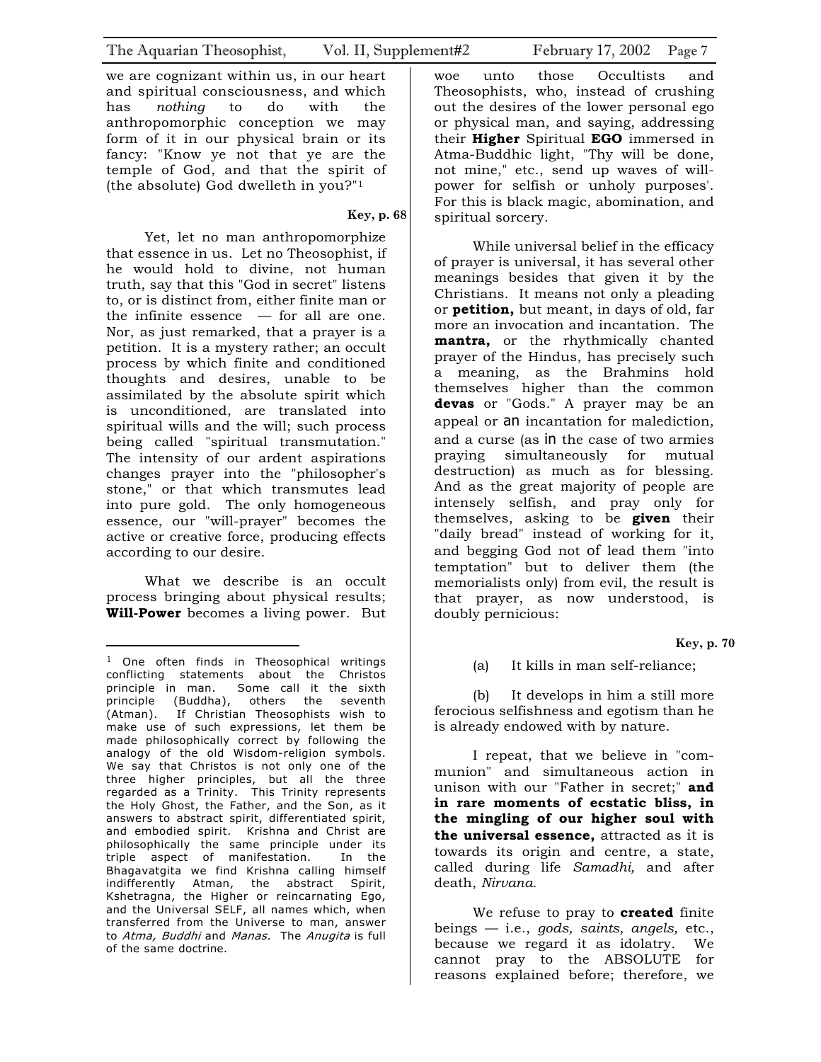we are cognizant within us, in our heart and spiritual consciousness, and which has *nothing* to do with the anthropomorphic conception we may form of it in our physical brain or its fancy: "Know ye not that ye are the temple of God, and that the spirit of (the absolute) God dwelleth in you?"[1]

**Key, p. 68**

Yet, let no man anthropomorphize that essence in us. Let no Theosophist, if he would hold to divine, not human truth, say that this "God in secret" listens to, or is distinct from, either finite man or the infinite essence — for all are one. Nor, as just remarked, that a prayer is a petition. It is a mystery rather; an occult process by which finite and conditioned thoughts and desires, unable to be assimilated by the absolute spirit which is unconditioned, are translated into spiritual wills and the will; such process being called "spiritual transmutation." The intensity of our ardent aspirations changes prayer into the "philosopher's stone," or that which transmutes lead into pure gold. The only homogeneous essence, our "will-prayer" becomes the active or creative force, producing effects according to our desire.

What we describe is an occult process bringing about physical results; **Will-Power** becomes a living power. But woe unto those Occultists and Theosophists, who, instead of crushing out the desires of the lower personal ego or physical man, and saying, addressing their **Higher** Spiritual **EGO** immersed in Atma-Buddhic light, "Thy will be done, not mine," etc., send up waves of will-power for selfish or unholy purposes'. For this is black magic, abomination, and spiritual sorcery.

While universal belief in the efficacy of prayer is universal, it has several other meanings besides that given it by the Christians. It means not only a pleading or **petition,** but meant, in days of old, far more an invocation and incantation. The **mantra,** or the rhythmically chanted prayer of the Hindus, has precisely such a meaning, as the Brahmins hold themselves higher than the common **devas** or "Gods." A prayer may be an appeal or an incantation for malediction, and a curse (as in the case of two armies praying simultaneously for mutual destruction) as much as for blessing. And as the great majority of people are intensely selfish, and pray only for themselves, asking to be **given** their "daily bread" instead of working for it, and begging God not of lead them "into temptation" but to deliver them (the memorialists only) from evil, the result is that prayer, as now understood, is doubly pernicious:

**Key, p. 70**

(a) It kills in man self-reliance;

(b) It develops in him a still more ferocious selfishness and egotism than he is already endowed with by nature.

I repeat, that we believe in "communion" and simultaneous action in unison with our "Father in secret;" **and in rare moments of ecstatic bliss, in the mingling of our higher soul with the universal essence,** attracted as it is towards its origin and centre, a state, called during life *Samadhi,* and after death, *Nirvana.*

We refuse to pray to **created** finite beings — i.e., *gods, saints, angels,* etc., because we regard it as idolatry. We cannot pray to the ABSOLUTE for reasons explained before; therefore, we

---

[1] One often finds in Theosophical writings conflicting statements about the Christos principle in man. Some call it the sixth principle (Buddha), others the seventh (Atman). If Christian Theosophists wish to make use of such expressions, let them be made philosophically correct by following the analogy of the old Wisdom-religion symbols. We say that Christos is not only one of the three higher principles, but all the three regarded as a Trinity. This Trinity represents the Holy Ghost, the Father, and the Son, as it answers to abstract spirit, differentiated spirit, and embodied spirit. Krishna and Christ are philosophically the same principle under its triple aspect of manifestation. In the Bhagavatgita we find Krishna calling himself indifferently Atman, the abstract Spirit, Kshetragna, the Higher or reincarnating Ego, and the Universal SELF, all names which, when transferred from the Universe to man, answer to *Atma, Buddhi* and *Manas.* The *Anugita* is full of the same doctrine.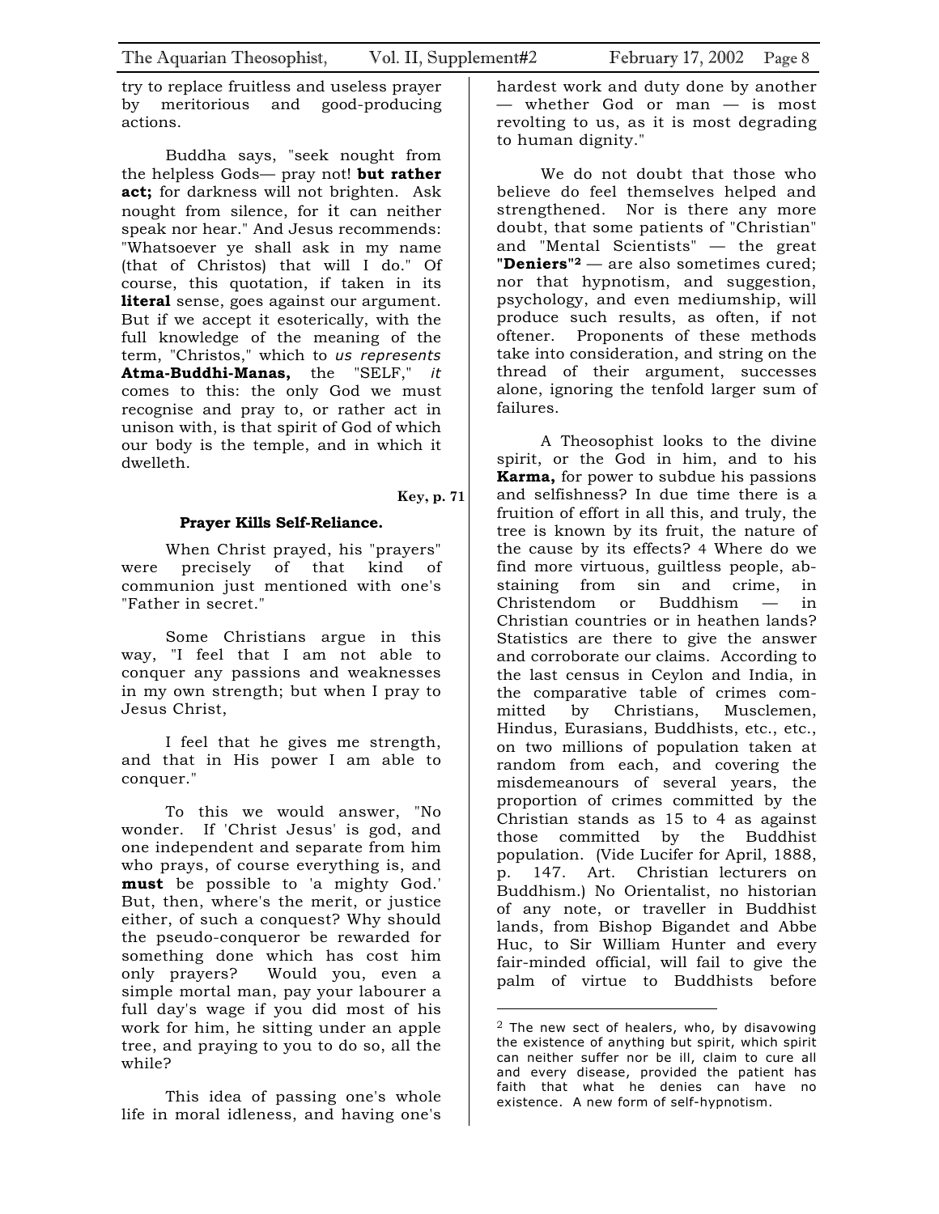try to replace fruitless and useless prayer by meritorious and good-producing actions.

Buddha says, "seek nought from the helpless Gods— pray not! **but rather act;** for darkness will not brighten. Ask nought from silence, for it can neither speak nor hear." And Jesus recommends: "Whatsoever ye shall ask in my name (that of Christos) that will I do." Of course, this quotation, if taken in its **literal** sense, goes against our argument. But if we accept it esoterically, with the full knowledge of the meaning of the term, "Christos," which to *us represents* **Atma-Buddhi-Manas,** the "SELF," *it* comes to this: the only God we must recognise and pray to, or rather act in unison with, is that spirit of God of which our body is the temple, and in which it dwelleth.

**Key, p. 71**

**Prayer Kills Self-Reliance.**

When Christ prayed, his "prayers" were precisely of that kind of communion just mentioned with one's "Father in secret."

Some Christians argue in this way, "I feel that I am not able to conquer any passions and weaknesses in my own strength; but when I pray to Jesus Christ,

I feel that he gives me strength, and that in His power I am able to conquer."

To this we would answer, "No wonder. If 'Christ Jesus' is god, and one independent and separate from him who prays, of course everything is, and **must** be possible to 'a mighty God.' But, then, where's the merit, or justice either, of such a conquest? Why should the pseudo-conqueror be rewarded for something done which has cost him only prayers? Would you, even a simple mortal man, pay your labourer a full day's wage if you did most of his work for him, he sitting under an apple tree, and praying to you to do so, all the while?

This idea of passing one's whole life in moral idleness, and having one's hardest work and duty done by another — whether God or man — is most revolting to us, as it is most degrading to human dignity."

We do not doubt that those who believe do feel themselves helped and strengthened. Nor is there any more doubt, that some patients of "Christian" and "Mental Scientists" — the great "**Deniers**"[2] — are also sometimes cured; nor that hypnotism, and suggestion, psychology, and even mediumship, will produce such results, as often, if not oftener. Proponents of these methods take into consideration, and string on the thread of their argument, successes alone, ignoring the tenfold larger sum of failures.

A Theosophist looks to the divine spirit, or the God in him, and to his **Karma,** for power to subdue his passions and selfishness? In due time there is a fruition of effort in all this, and truly, the tree is known by its fruit, the nature of the cause by its effects? 4 Where do we find more virtuous, guiltless people, abstaining from sin and crime, in Christendom or Buddhism — in Christian countries or in heathen lands? Statistics are there to give the answer and corroborate our claims. According to the last census in Ceylon and India, in the comparative table of crimes committed by Christians, Musclemen, Hindus, Eurasians, Buddhists, etc., etc., on two millions of population taken at random from each, and covering the misdemeanours of several years, the proportion of crimes committed by the Christian stands as 15 to 4 as against those committed by the Buddhist population. (Vide Lucifer for April, 1888, p. 147. Art. Christian lecturers on Buddhism.) No Orientalist, no historian of any note, or traveller in Buddhist lands, from Bishop Bigandet and Abbe Huc, to Sir William Hunter and every fair-minded official, will fail to give the palm of virtue to Buddhists before

---

[2] The new sect of healers, who, by disavowing the existence of anything but spirit, which spirit can neither suffer nor be ill, claim to cure all and every disease, provided the patient has faith that what he denies can have no existence. A new form of self-hypnotism.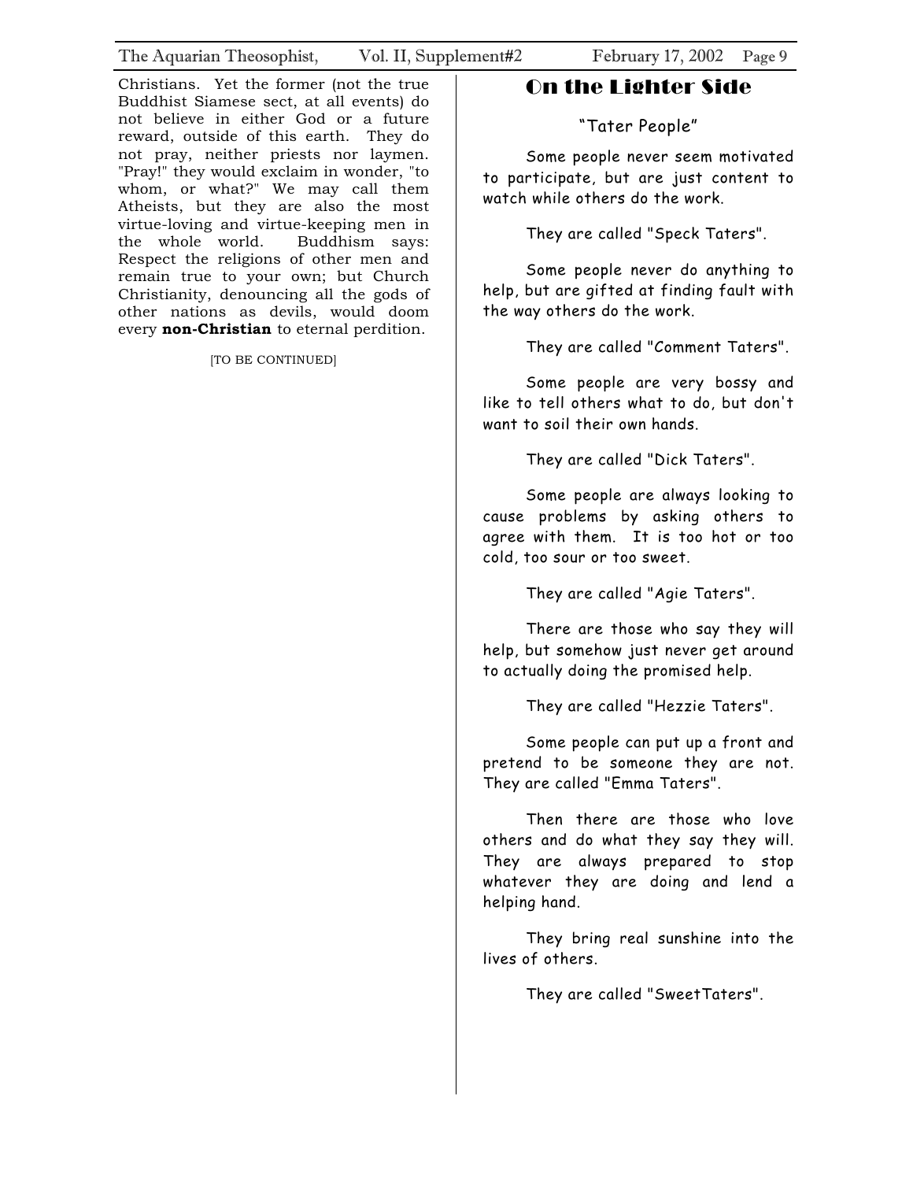Christians. Yet the former (not the true Buddhist Siamese sect, at all events) do not believe in either God or a future reward, outside of this earth. They do not pray, neither priests nor laymen. "Pray!" they would exclaim in wonder, "to whom, or what?" We may call them Atheists, but they are also the most virtue-loving and virtue-keeping men in the whole world. Buddhism says: Respect the religions of other men and remain true to your own; but Church Christianity, denouncing all the gods of other nations as devils, would doom every **non-Christian** to eternal perdition.

[TO BE CONTINUED]

## On the Lighter Side

### "Tater People"

Some people never seem motivated to participate, but are just content to watch while others do the work.

They are called "Speck Taters".

Some people never do anything to help, but are gifted at finding fault with the way others do the work.

They are called "Comment Taters".

Some people are very bossy and like to tell others what to do, but don't want to soil their own hands.

They are called "Dick Taters".

Some people are always looking to cause problems by asking others to agree with them. It is too hot or too cold, too sour or too sweet.

They are called "Agie Taters".

There are those who say they will help, but somehow just never get around to actually doing the promised help.

They are called "Hezzie Taters".

Some people can put up a front and pretend to be someone they are not. They are called "Emma Taters".

Then there are those who love others and do what they say they will. They are always prepared to stop whatever they are doing and lend a helping hand.

They bring real sunshine into the lives of others.

They are called "SweetTaters".